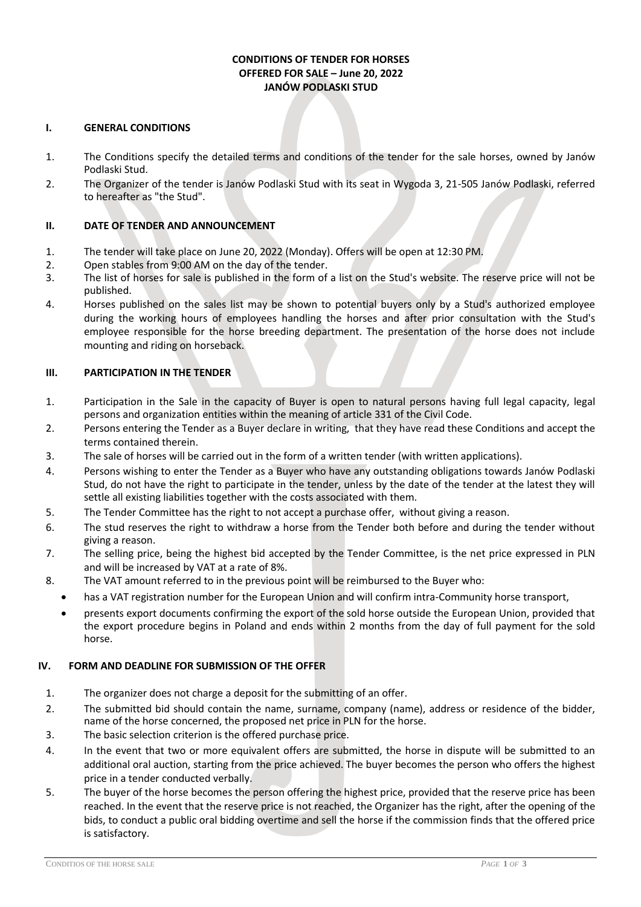**CONDITIONS OF TENDER FOR HORSES OFFERED FOR SALE – June 20, 2022 JANÓW PODLASKI STUD**

## I. GENERAL CONDITIONS

1. The Conditions specify the detailed terms and conditions of the tender for the sale horses, owned by Janów Podlaski Stud.
2. The Organizer of the tender is Janów Podlaski Stud with its seat in Wygoda 3, 21-505 Janów Podlaski, referred to hereafter as "the Stud".

## II. DATE OF TENDER AND ANNOUNCEMENT

1. The tender will take place on June 20, 2022 (Monday). Offers will be open at 12:30 PM.
2. Open stables from 9:00 AM on the day of the tender.
3. The list of horses for sale is published in the form of a list on the Stud's website. The reserve price will not be published.
4. Horses published on the sales list may be shown to potential buyers only by a Stud's authorized employee during the working hours of employees handling the horses and after prior consultation with the Stud's employee responsible for the horse breeding department. The presentation of the horse does not include mounting and riding on horseback.

## III. PARTICIPATION IN THE TENDER

1. Participation in the Sale in the capacity of Buyer is open to natural persons having full legal capacity, legal persons and organization entities within the meaning of article 331 of the Civil Code.
2. Persons entering the Tender as a Buyer declare in writing, that they have read these Conditions and accept the terms contained therein.
3. The sale of horses will be carried out in the form of a written tender (with written applications).
4. Persons wishing to enter the Tender as a Buyer who have any outstanding obligations towards Janów Podlaski Stud, do not have the right to participate in the tender, unless by the date of the tender at the latest they will settle all existing liabilities together with the costs associated with them.
5. The Tender Committee has the right to not accept a purchase offer, without giving a reason.
6. The stud reserves the right to withdraw a horse from the Tender both before and during the tender without giving a reason.
7. The selling price, being the highest bid accepted by the Tender Committee, is the net price expressed in PLN and will be increased by VAT at a rate of 8%.
8. The VAT amount referred to in the previous point will be reimbursed to the Buyer who:
   - has a VAT registration number for the European Union and will confirm intra-Community horse transport,
   - presents export documents confirming the export of the sold horse outside the European Union, provided that the export procedure begins in Poland and ends within 2 months from the day of full payment for the sold horse.

## IV. FORM AND DEADLINE FOR SUBMISSION OF THE OFFER

1. The organizer does not charge a deposit for the submitting of an offer.
2. The submitted bid should contain the name, surname, company (name), address or residence of the bidder, name of the horse concerned, the proposed net price in PLN for the horse.
3. The basic selection criterion is the offered purchase price.
4. In the event that two or more equivalent offers are submitted, the horse in dispute will be submitted to an additional oral auction, starting from the price achieved. The buyer becomes the person who offers the highest price in a tender conducted verbally.
5. The buyer of the horse becomes the person offering the highest price, provided that the reserve price has been reached. In the event that the reserve price is not reached, the Organizer has the right, after the opening of the bids, to conduct a public oral bidding overtime and sell the horse if the commission finds that the offered price is satisfactory.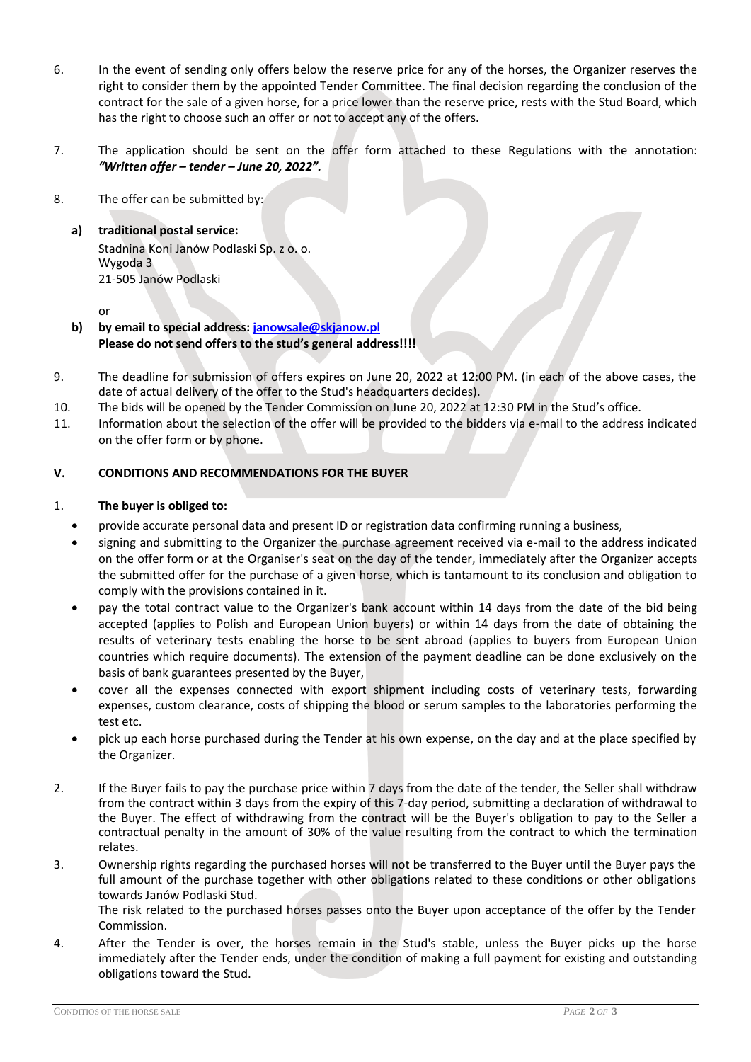6. In the event of sending only offers below the reserve price for any of the horses, the Organizer reserves the right to consider them by the appointed Tender Committee. The final decision regarding the conclusion of the contract for the sale of a given horse, for a price lower than the reserve price, rests with the Stud Board, which has the right to choose such an offer or not to accept any of the offers.

7. The application should be sent on the offer form attached to these Regulations with the annotation: ***"Written offer – tender – June 20, 2022".***

8. The offer can be submitted by:

   **a) traditional postal service:**
   Stadnina Koni Janów Podlaski Sp. z o. o.
   Wygoda 3
   21-505 Janów Podlaski

   or

   **b) by email to special address: janowsale@skjanow.pl**
   **Please do not send offers to the stud's general address!!!!**

9. The deadline for submission of offers expires on June 20, 2022 at 12:00 PM. (in each of the above cases, the date of actual delivery of the offer to the Stud's headquarters decides).
10. The bids will be opened by the Tender Commission on June 20, 2022 at 12:30 PM in the Stud's office.
11. Information about the selection of the offer will be provided to the bidders via e-mail to the address indicated on the offer form or by phone.

## V. CONDITIONS AND RECOMMENDATIONS FOR THE BUYER

1. **The buyer is obliged to:**
   - provide accurate personal data and present ID or registration data confirming running a business,
   - signing and submitting to the Organizer the purchase agreement received via e-mail to the address indicated on the offer form or at the Organiser's seat on the day of the tender, immediately after the Organizer accepts the submitted offer for the purchase of a given horse, which is tantamount to its conclusion and obligation to comply with the provisions contained in it.
   - pay the total contract value to the Organizer's bank account within 14 days from the date of the bid being accepted (applies to Polish and European Union buyers) or within 14 days from the date of obtaining the results of veterinary tests enabling the horse to be sent abroad (applies to buyers from European Union countries which require documents). The extension of the payment deadline can be done exclusively on the basis of bank guarantees presented by the Buyer,
   - cover all the expenses connected with export shipment including costs of veterinary tests, forwarding expenses, custom clearance, costs of shipping the blood or serum samples to the laboratories performing the test etc.
   - pick up each horse purchased during the Tender at his own expense, on the day and at the place specified by the Organizer.

2. If the Buyer fails to pay the purchase price within 7 days from the date of the tender, the Seller shall withdraw from the contract within 3 days from the expiry of this 7-day period, submitting a declaration of withdrawal to the Buyer. The effect of withdrawing from the contract will be the Buyer's obligation to pay to the Seller a contractual penalty in the amount of 30% of the value resulting from the contract to which the termination relates.
3. Ownership rights regarding the purchased horses will not be transferred to the Buyer until the Buyer pays the full amount of the purchase together with other obligations related to these conditions or other obligations towards Janów Podlaski Stud.
   The risk related to the purchased horses passes onto the Buyer upon acceptance of the offer by the Tender Commission.
4. After the Tender is over, the horses remain in the Stud's stable, unless the Buyer picks up the horse immediately after the Tender ends, under the condition of making a full payment for existing and outstanding obligations toward the Stud.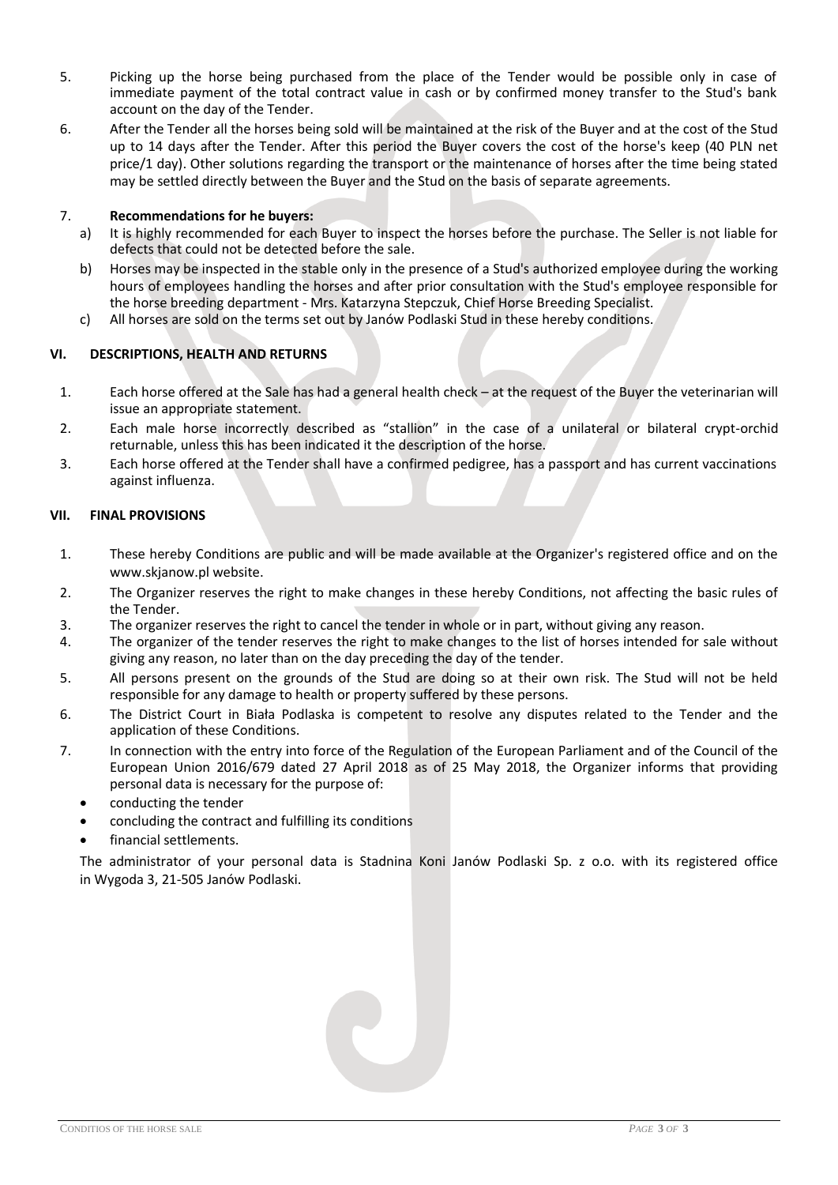5. Picking up the horse being purchased from the place of the Tender would be possible only in case of immediate payment of the total contract value in cash or by confirmed money transfer to the Stud's bank account on the day of the Tender.
6. After the Tender all the horses being sold will be maintained at the risk of the Buyer and at the cost of the Stud up to 14 days after the Tender. After this period the Buyer covers the cost of the horse's keep (40 PLN net price/1 day). Other solutions regarding the transport or the maintenance of horses after the time being stated may be settled directly between the Buyer and the Stud on the basis of separate agreements.
7. **Recommendations for he buyers:**
   a) It is highly recommended for each Buyer to inspect the horses before the purchase. The Seller is not liable for defects that could not be detected before the sale.
   b) Horses may be inspected in the stable only in the presence of a Stud's authorized employee during the working hours of employees handling the horses and after prior consultation with the Stud's employee responsible for the horse breeding department - Mrs. Katarzyna Stepczuk, Chief Horse Breeding Specialist.
   c) All horses are sold on the terms set out by Janów Podlaski Stud in these hereby conditions.

## VI. DESCRIPTIONS, HEALTH AND RETURNS

1. Each horse offered at the Sale has had a general health check – at the request of the Buyer the veterinarian will issue an appropriate statement.
2. Each male horse incorrectly described as "stallion" in the case of a unilateral or bilateral crypt-orchid returnable, unless this has been indicated it the description of the horse.
3. Each horse offered at the Tender shall have a confirmed pedigree, has a passport and has current vaccinations against influenza.

## VII. FINAL PROVISIONS

1. These hereby Conditions are public and will be made available at the Organizer's registered office and on the www.skjanow.pl website.
2. The Organizer reserves the right to make changes in these hereby Conditions, not affecting the basic rules of the Tender.
3. The organizer reserves the right to cancel the tender in whole or in part, without giving any reason.
4. The organizer of the tender reserves the right to make changes to the list of horses intended for sale without giving any reason, no later than on the day preceding the day of the tender.
5. All persons present on the grounds of the Stud are doing so at their own risk. The Stud will not be held responsible for any damage to health or property suffered by these persons.
6. The District Court in Biała Podlaska is competent to resolve any disputes related to the Tender and the application of these Conditions.
7. In connection with the entry into force of the Regulation of the European Parliament and of the Council of the European Union 2016/679 dated 27 April 2018 as of 25 May 2018, the Organizer informs that providing personal data is necessary for the purpose of:
   - conducting the tender
   - concluding the contract and fulfilling its conditions
   - financial settlements.

   The administrator of your personal data is Stadnina Koni Janów Podlaski Sp. z o.o. with its registered office in Wygoda 3, 21-505 Janów Podlaski.